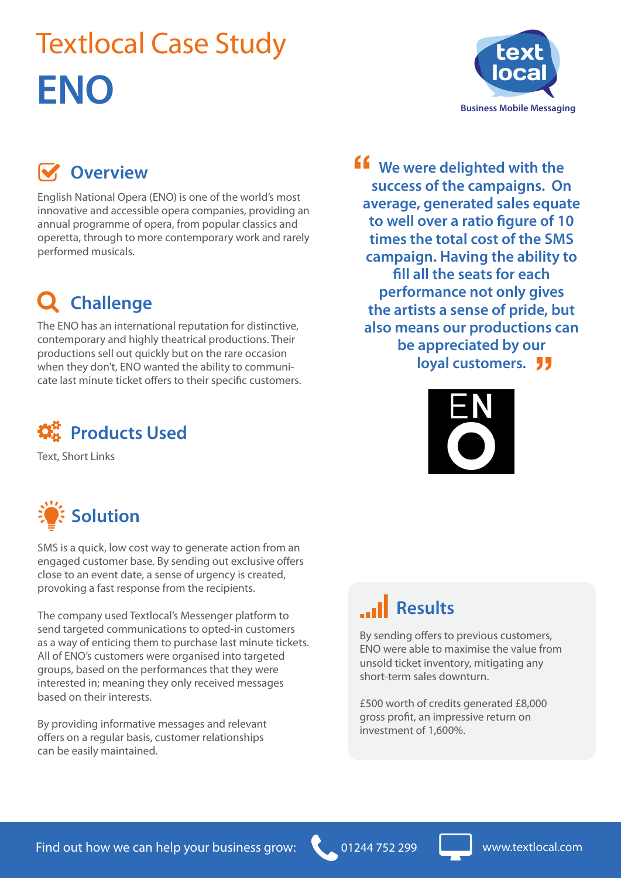# Textlocal Case Study

# ENO

text local

Business Mobile Messaging

## Overview

English National Opera (ENO) is one of the world's most innovative and accessible opera companies, providing an annual programme of opera, from popular classics and operetta, through to more contemporary work and rarely performed musicals.

## Challenge

The ENO has an international reputation for distinctive, contemporary and highly theatrical productions. Their productions sell out quickly but on the rare occasion when they don't, ENO wanted the ability to communicate last minute ticket offers to their specific customers.

## Products Used

Text, Short Links

## Solution

SMS is a quick, low cost way to generate action from an engaged customer base. By sending out exclusive offers close to an event date, a sense of urgency is created, provoking a fast response from the recipients.

The company used Textlocal's Messenger platform to send targeted communications to opted-in customers as a way of enticing them to purchase last minute tickets. All of ENO's customers were organised into targeted groups, based on the performances that they were interested in; meaning they only received messages based on their interests.

By providing informative messages and relevant offers on a regular basis, customer relationships can be easily maintained.

> "We were delighted with the success of the campaigns. On average, generated sales equate to well over a ratio figure of 10 times the total cost of the SMS campaign. Having the ability to fill all the seats for each performance not only gives the artists a sense of pride, but also means our productions can be appreciated by our loyal customers."

ENO

## Results

By sending offers to previous customers, ENO were able to maximise the value from unsold ticket inventory, mitigating any short-term sales downturn.

£500 worth of credits generated £8,000 gross profit, an impressive return on investment of 1,600%.

Find out how we can help your business grow: 01244 752 299 www.textlocal.com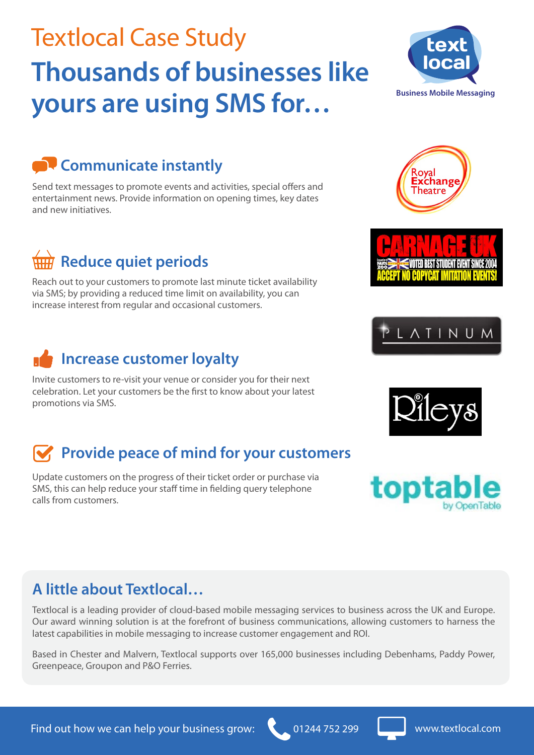Textlocal Case Study

# Thousands of businesses like yours are using SMS for…

text local
Business Mobile Messaging

## Communicate instantly

Send text messages to promote events and activities, special offers and entertainment news. Provide information on opening times, key dates and new initiatives.

## Reduce quiet periods

Reach out to your customers to promote last minute ticket availability via SMS; by providing a reduced time limit on availability, you can increase interest from regular and occasional customers.

## Increase customer loyalty

Invite customers to re-visit your venue or consider you for their next celebration. Let your customers be the first to know about your latest promotions via SMS.

## Provide peace of mind for your customers

Update customers on the progress of their ticket order or purchase via SMS, this can help reduce your staff time in fielding query telephone calls from customers.

Royal Exchange Theatre

CARNAGE UK
VOTED BEST STUDENT EVENT SINCE 2004
ACCEPT NO COPYCAT IMITATION EVENTS!

PLATINUM

Rileys

toptable by OpenTable

## A little about Textlocal…

Textlocal is a leading provider of cloud-based mobile messaging services to business across the UK and Europe. Our award winning solution is at the forefront of business communications, allowing customers to harness the latest capabilities in mobile messaging to increase customer engagement and ROI.

Based in Chester and Malvern, Textlocal supports over 165,000 businesses including Debenhams, Paddy Power, Greenpeace, Groupon and P&O Ferries.

Find out how we can help your business grow: 01244 752 299 www.textlocal.com